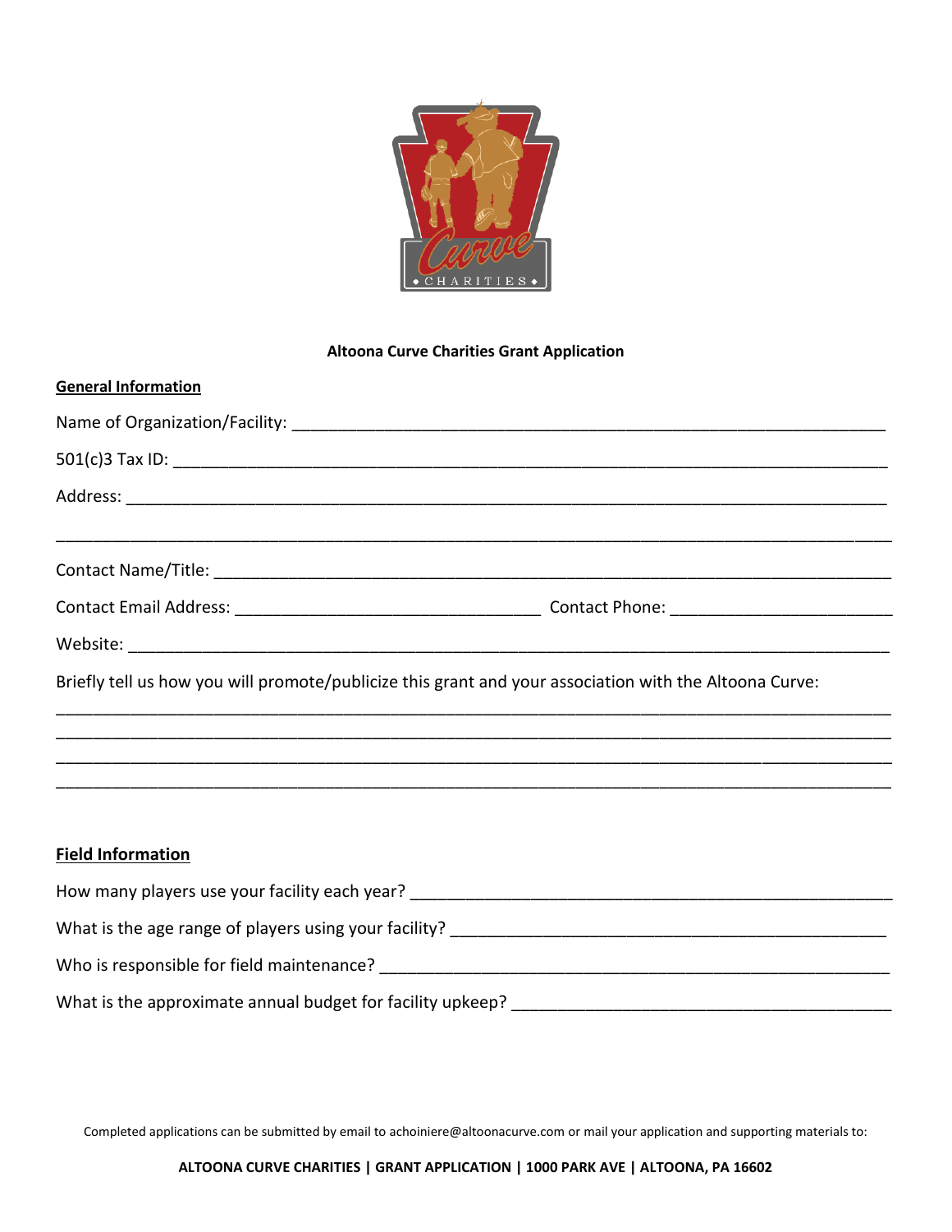**Altoona Curve Charities Grant Application**

**General Information**

Name of Organization/Facility: ___________________________________________________________________

501(c)3 Tax ID: ___________________________________________________________________

Address: ___________________________________________________________________

___________________________________________________________________

Contact Name/Title: ___________________________________________________________________

Contact Email Address: ________________________________ Contact Phone: ________________________

Website: ___________________________________________________________________

Briefly tell us how you will promote/publicize this grant and your association with the Altoona Curve:

___________________________________________________________________

___________________________________________________________________

___________________________________________________________________

___________________________________________________________________

**Field Information**

How many players use your facility each year? ___________________________________________________

What is the age range of players using your facility? ______________________________________________

Who is responsible for field maintenance? ______________________________________________________

What is the approximate annual budget for facility upkeep? ________________________________________

Completed applications can be submitted by email to achoiniere@altoonacurve.com or mail your application and supporting materials to:

**ALTOONA CURVE CHARITIES | GRANT APPLICATION | 1000 PARK AVE | ALTOONA, PA 16602**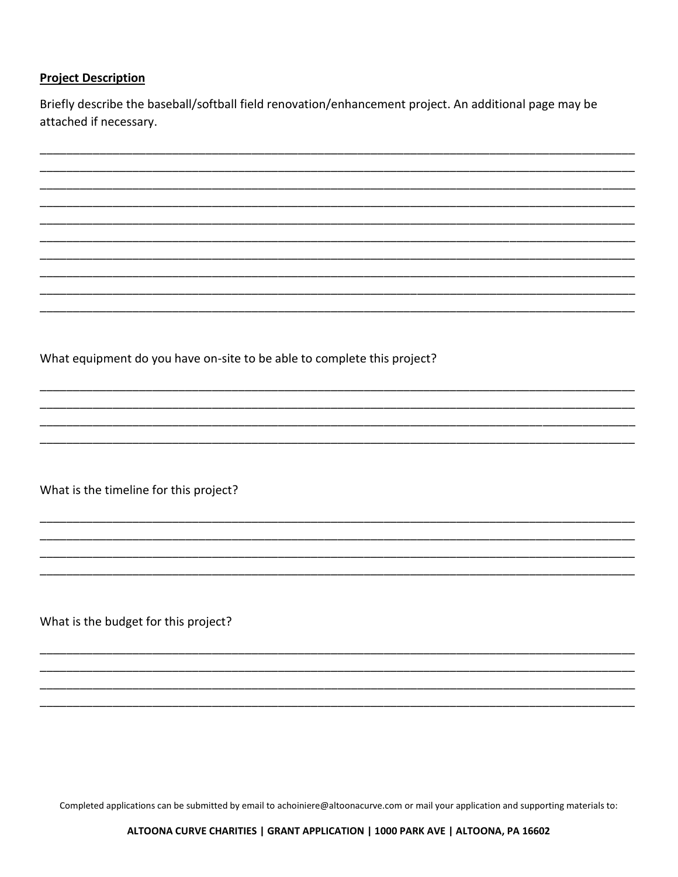**Project Description**

Briefly describe the baseball/softball field renovation/enhancement project. An additional page may be attached if necessary.

_____________________________________________________________________________________________
_____________________________________________________________________________________________
_____________________________________________________________________________________________
_____________________________________________________________________________________________
_____________________________________________________________________________________________
_____________________________________________________________________________________________
_____________________________________________________________________________________________
_____________________________________________________________________________________________
_____________________________________________________________________________________________
_____________________________________________________________________________________________

What equipment do you have on-site to be able to complete this project?

_____________________________________________________________________________________________
_____________________________________________________________________________________________
_____________________________________________________________________________________________
_____________________________________________________________________________________________

What is the timeline for this project?

_____________________________________________________________________________________________
_____________________________________________________________________________________________
_____________________________________________________________________________________________
_____________________________________________________________________________________________

What is the budget for this project?

_____________________________________________________________________________________________
_____________________________________________________________________________________________
_____________________________________________________________________________________________
_____________________________________________________________________________________________

Completed applications can be submitted by email to achoiniere@altoonacurve.com or mail your application and supporting materials to:

**ALTOONA CURVE CHARITIES | GRANT APPLICATION | 1000 PARK AVE | ALTOONA, PA 16602**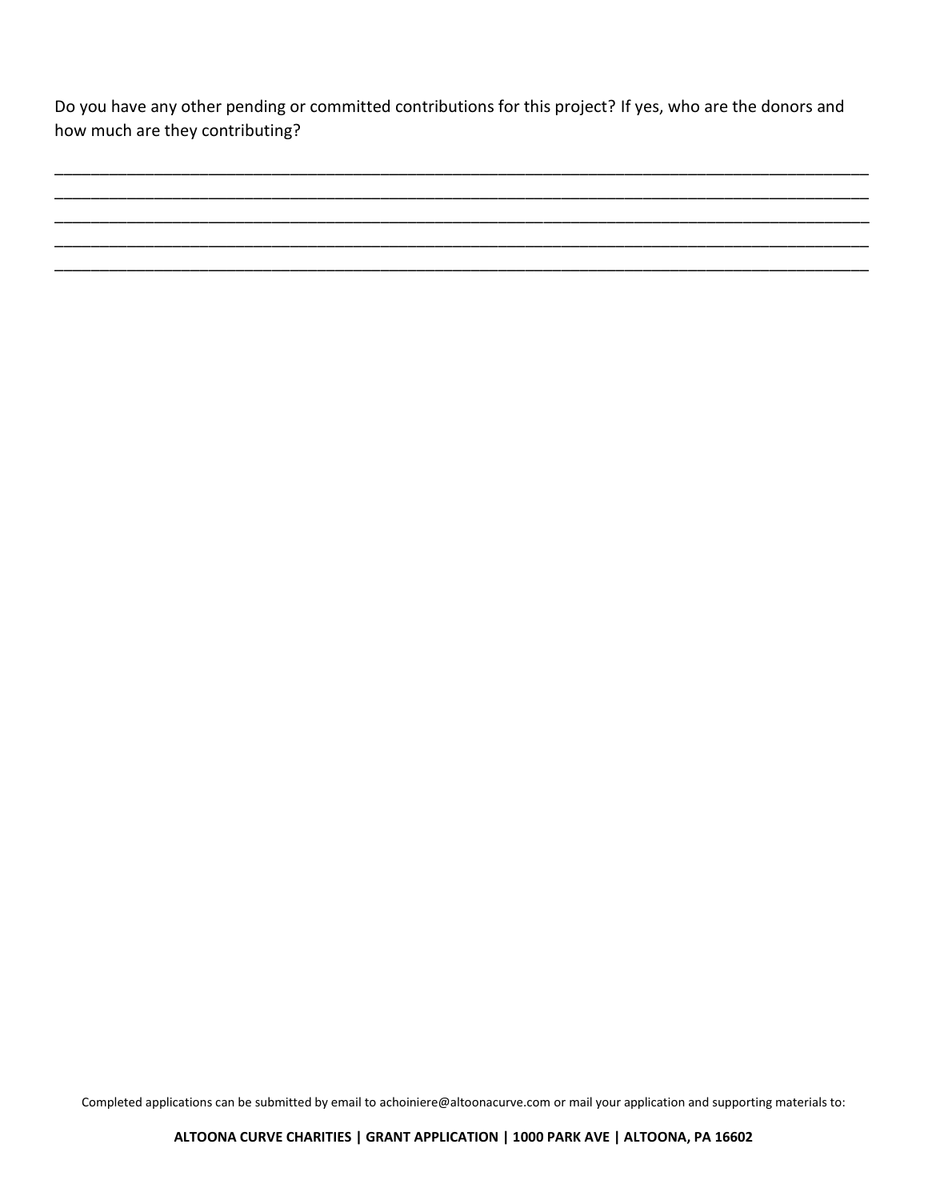Do you have any other pending or committed contributions for this project? If yes, who are the donors and how much are they contributing?

_______________________________________________________________________________________
_______________________________________________________________________________________
_______________________________________________________________________________________
_______________________________________________________________________________________
_______________________________________________________________________________________

Completed applications can be submitted by email to achoiniere@altoonacurve.com or mail your application and supporting materials to:

**ALTOONA CURVE CHARITIES | GRANT APPLICATION | 1000 PARK AVE | ALTOONA, PA 16602**